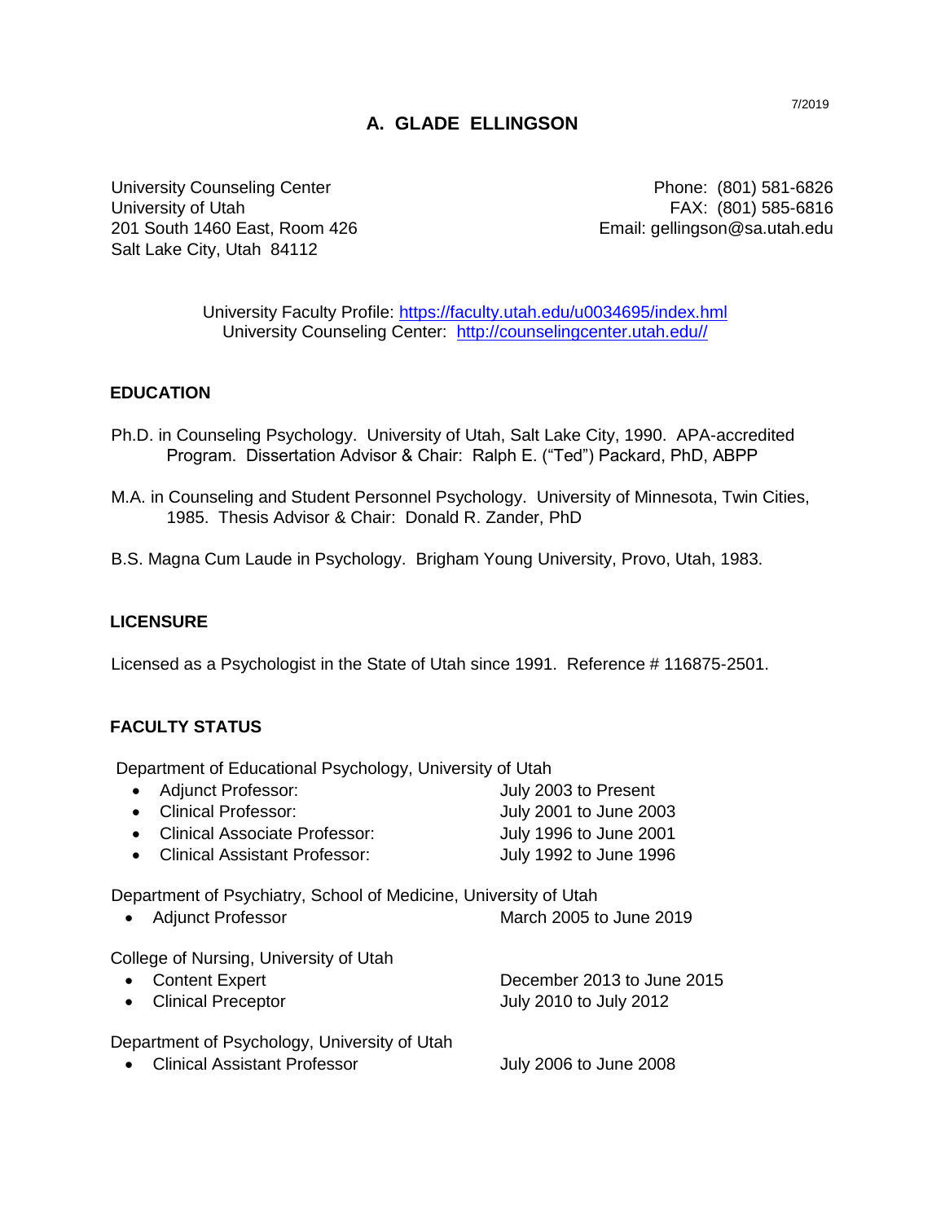7/2019

# A. GLADE ELLINGSON

University Counseling Center
University of Utah
201 South 1460 East, Room 426
Salt Lake City, Utah 84112

Phone: (801) 581-6826
FAX: (801) 585-6816
Email: gellingson@sa.utah.edu

University Faculty Profile: https://faculty.utah.edu/u0034695/index.hml
University Counseling Center: http://counselingcenter.utah.edu//

## EDUCATION

Ph.D. in Counseling Psychology. University of Utah, Salt Lake City, 1990. APA-accredited Program. Dissertation Advisor & Chair: Ralph E. ("Ted") Packard, PhD, ABPP

M.A. in Counseling and Student Personnel Psychology. University of Minnesota, Twin Cities, 1985. Thesis Advisor & Chair: Donald R. Zander, PhD

B.S. Magna Cum Laude in Psychology. Brigham Young University, Provo, Utah, 1983.

## LICENSURE

Licensed as a Psychologist in the State of Utah since 1991. Reference # 116875-2501.

## FACULTY STATUS

Department of Educational Psychology, University of Utah

- Adjunct Professor: July 2003 to Present
- Clinical Professor: July 2001 to June 2003
- Clinical Associate Professor: July 1996 to June 2001
- Clinical Assistant Professor: July 1992 to June 1996

Department of Psychiatry, School of Medicine, University of Utah

- Adjunct Professor March 2005 to June 2019

College of Nursing, University of Utah

- Content Expert December 2013 to June 2015
- Clinical Preceptor July 2010 to July 2012

Department of Psychology, University of Utah

- Clinical Assistant Professor July 2006 to June 2008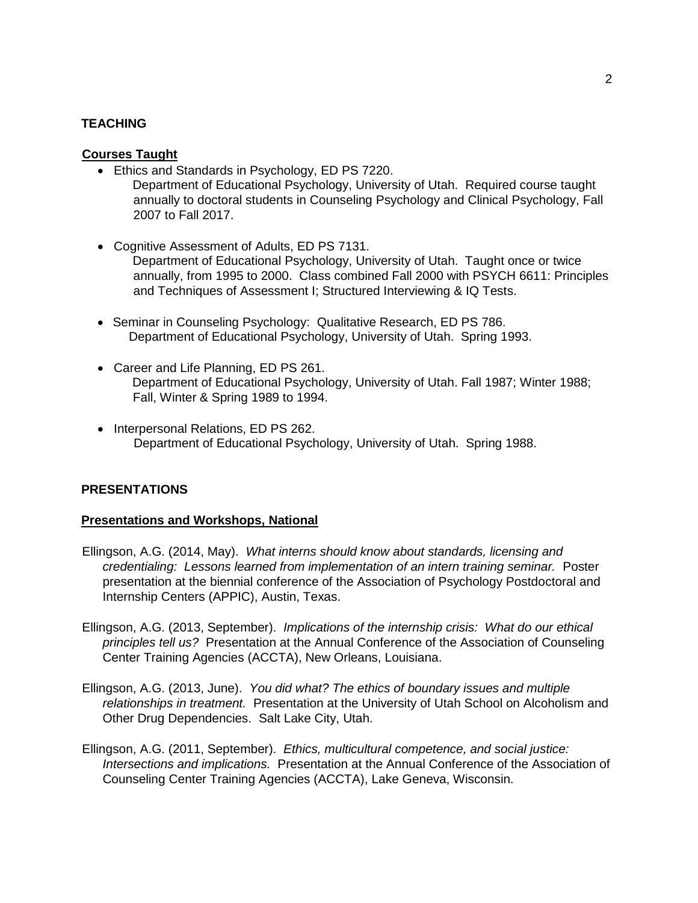## TEACHING

### Courses Taught

- Ethics and Standards in Psychology, ED PS 7220.
  Department of Educational Psychology, University of Utah. Required course taught annually to doctoral students in Counseling Psychology and Clinical Psychology, Fall 2007 to Fall 2017.

- Cognitive Assessment of Adults, ED PS 7131.
  Department of Educational Psychology, University of Utah. Taught once or twice annually, from 1995 to 2000. Class combined Fall 2000 with PSYCH 6611: Principles and Techniques of Assessment I; Structured Interviewing & IQ Tests.

- Seminar in Counseling Psychology: Qualitative Research, ED PS 786.
  Department of Educational Psychology, University of Utah. Spring 1993.

- Career and Life Planning, ED PS 261.
  Department of Educational Psychology, University of Utah. Fall 1987; Winter 1988; Fall, Winter & Spring 1989 to 1994.

- Interpersonal Relations, ED PS 262.
  Department of Educational Psychology, University of Utah. Spring 1988.

## PRESENTATIONS

### Presentations and Workshops, National

Ellingson, A.G. (2014, May). *What interns should know about standards, licensing and credentialing: Lessons learned from implementation of an intern training seminar.* Poster presentation at the biennial conference of the Association of Psychology Postdoctoral and Internship Centers (APPIC), Austin, Texas.

Ellingson, A.G. (2013, September). *Implications of the internship crisis: What do our ethical principles tell us?* Presentation at the Annual Conference of the Association of Counseling Center Training Agencies (ACCTA), New Orleans, Louisiana.

Ellingson, A.G. (2013, June). *You did what? The ethics of boundary issues and multiple relationships in treatment.* Presentation at the University of Utah School on Alcoholism and Other Drug Dependencies. Salt Lake City, Utah.

Ellingson, A.G. (2011, September). *Ethics, multicultural competence, and social justice: Intersections and implications.* Presentation at the Annual Conference of the Association of Counseling Center Training Agencies (ACCTA), Lake Geneva, Wisconsin.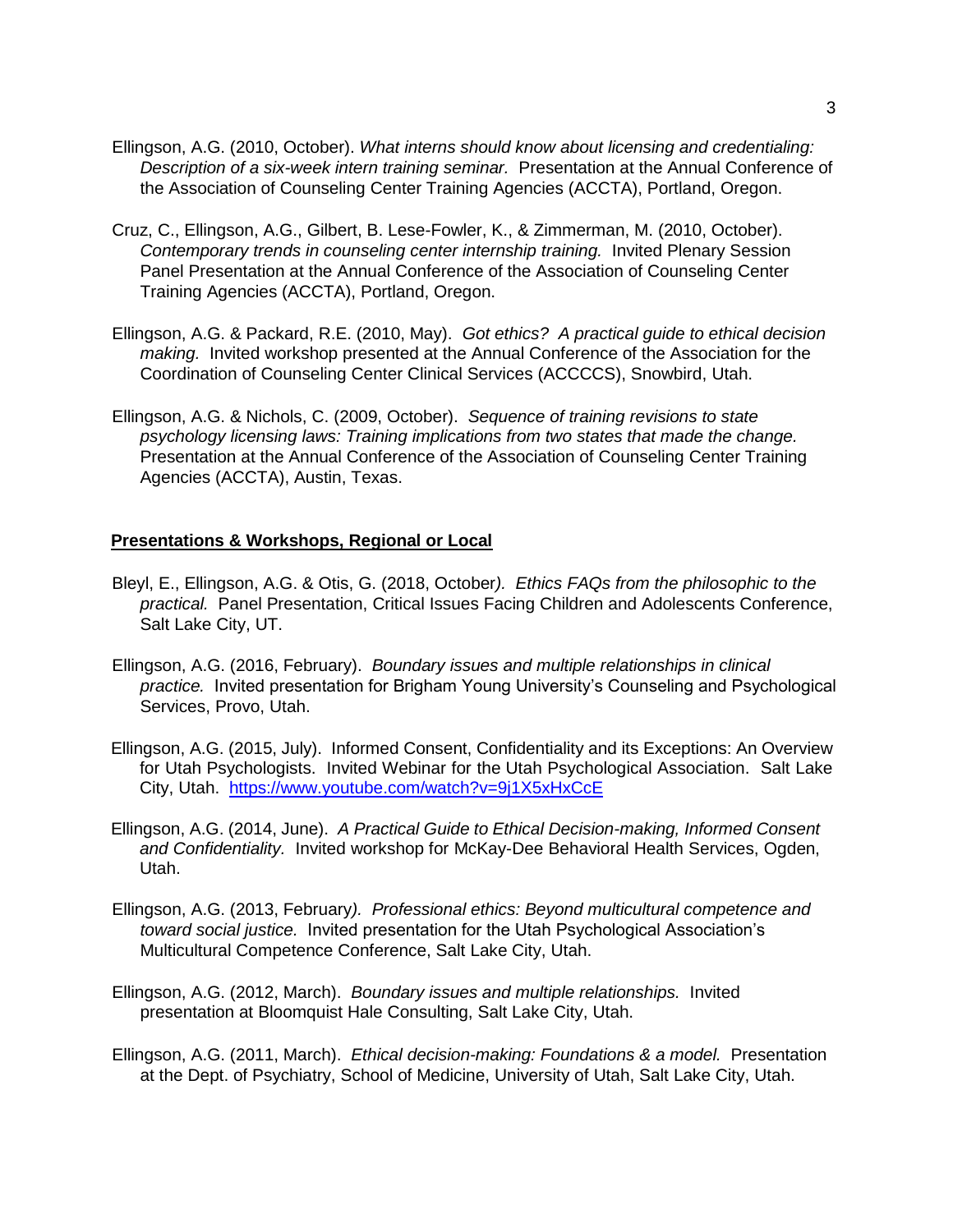Ellingson, A.G. (2010, October). *What interns should know about licensing and credentialing: Description of a six-week intern training seminar.* Presentation at the Annual Conference of the Association of Counseling Center Training Agencies (ACCTA), Portland, Oregon.

Cruz, C., Ellingson, A.G., Gilbert, B. Lese-Fowler, K., & Zimmerman, M. (2010, October). *Contemporary trends in counseling center internship training.* Invited Plenary Session Panel Presentation at the Annual Conference of the Association of Counseling Center Training Agencies (ACCTA), Portland, Oregon.

Ellingson, A.G. & Packard, R.E. (2010, May). *Got ethics? A practical guide to ethical decision making.* Invited workshop presented at the Annual Conference of the Association for the Coordination of Counseling Center Clinical Services (ACCCCS), Snowbird, Utah.

Ellingson, A.G. & Nichols, C. (2009, October). *Sequence of training revisions to state psychology licensing laws: Training implications from two states that made the change.* Presentation at the Annual Conference of the Association of Counseling Center Training Agencies (ACCTA), Austin, Texas.

**Presentations & Workshops, Regional or Local**

Bleyl, E., Ellingson, A.G. & Otis, G. (2018, October*). Ethics FAQs from the philosophic to the practical.* Panel Presentation, Critical Issues Facing Children and Adolescents Conference, Salt Lake City, UT.

Ellingson, A.G. (2016, February). *Boundary issues and multiple relationships in clinical practice.* Invited presentation for Brigham Young University's Counseling and Psychological Services, Provo, Utah.

Ellingson, A.G. (2015, July). Informed Consent, Confidentiality and its Exceptions: An Overview for Utah Psychologists. Invited Webinar for the Utah Psychological Association. Salt Lake City, Utah. https://www.youtube.com/watch?v=9j1X5xHxCcE

Ellingson, A.G. (2014, June). *A Practical Guide to Ethical Decision-making, Informed Consent and Confidentiality.* Invited workshop for McKay-Dee Behavioral Health Services, Ogden, Utah.

Ellingson, A.G. (2013, February*). Professional ethics: Beyond multicultural competence and toward social justice.* Invited presentation for the Utah Psychological Association's Multicultural Competence Conference, Salt Lake City, Utah.

Ellingson, A.G. (2012, March). *Boundary issues and multiple relationships.* Invited presentation at Bloomquist Hale Consulting, Salt Lake City, Utah.

Ellingson, A.G. (2011, March). *Ethical decision-making: Foundations & a model.* Presentation at the Dept. of Psychiatry, School of Medicine, University of Utah, Salt Lake City, Utah.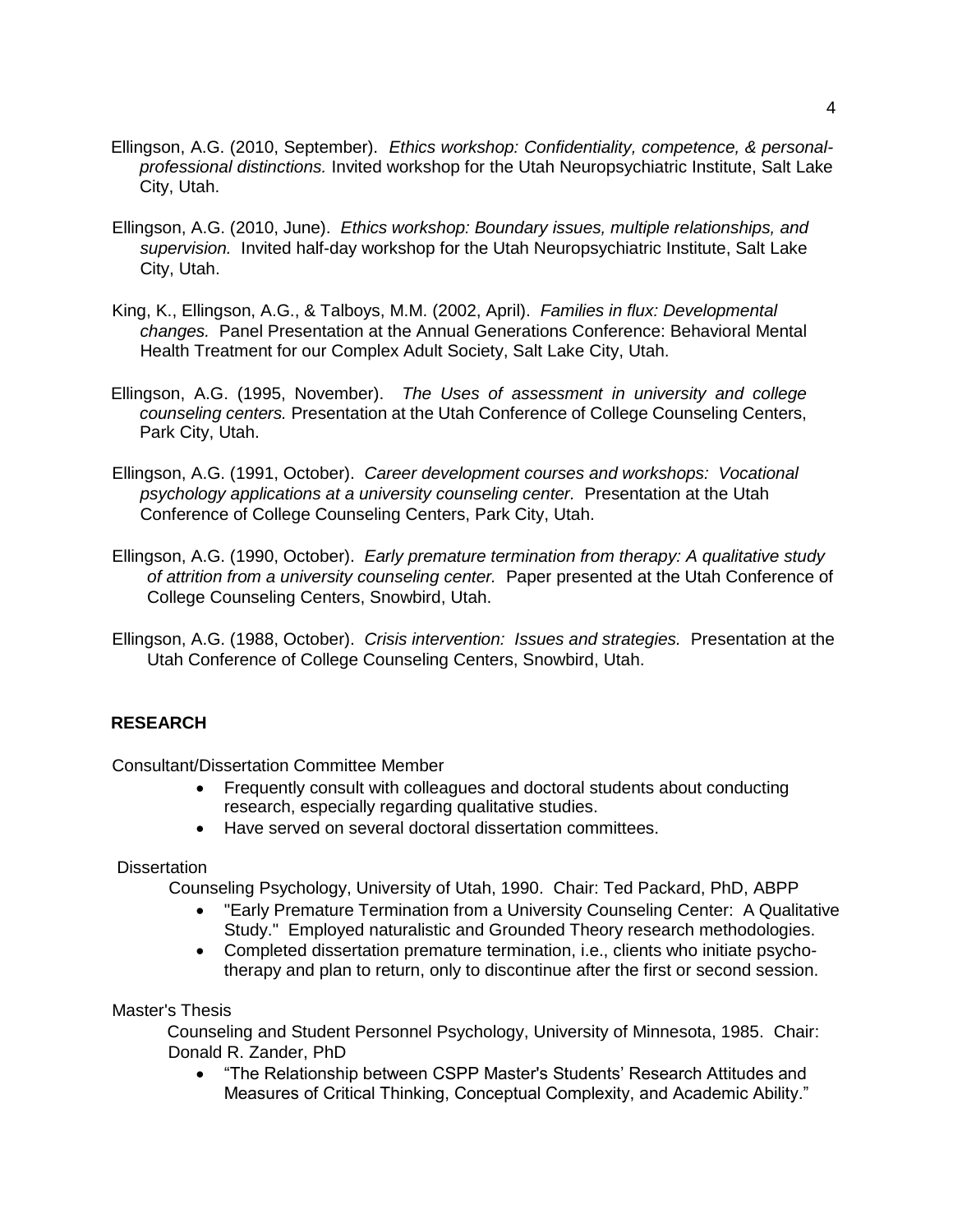Ellingson, A.G. (2010, September). *Ethics workshop: Confidentiality, competence, & personal-professional distinctions.* Invited workshop for the Utah Neuropsychiatric Institute, Salt Lake City, Utah.

Ellingson, A.G. (2010, June). *Ethics workshop: Boundary issues, multiple relationships, and supervision.* Invited half-day workshop for the Utah Neuropsychiatric Institute, Salt Lake City, Utah.

King, K., Ellingson, A.G., & Talboys, M.M. (2002, April). *Families in flux: Developmental changes.* Panel Presentation at the Annual Generations Conference: Behavioral Mental Health Treatment for our Complex Adult Society, Salt Lake City, Utah.

Ellingson, A.G. (1995, November). *The Uses of assessment in university and college counseling centers.* Presentation at the Utah Conference of College Counseling Centers, Park City, Utah.

Ellingson, A.G. (1991, October). *Career development courses and workshops: Vocational psychology applications at a university counseling center.* Presentation at the Utah Conference of College Counseling Centers, Park City, Utah.

Ellingson, A.G. (1990, October). *Early premature termination from therapy: A qualitative study of attrition from a university counseling center.* Paper presented at the Utah Conference of College Counseling Centers, Snowbird, Utah.

Ellingson, A.G. (1988, October). *Crisis intervention: Issues and strategies.* Presentation at the Utah Conference of College Counseling Centers, Snowbird, Utah.

## RESEARCH

Consultant/Dissertation Committee Member

- Frequently consult with colleagues and doctoral students about conducting research, especially regarding qualitative studies.
- Have served on several doctoral dissertation committees.

Dissertation

Counseling Psychology, University of Utah, 1990. Chair: Ted Packard, PhD, ABPP

- "Early Premature Termination from a University Counseling Center: A Qualitative Study." Employed naturalistic and Grounded Theory research methodologies.
- Completed dissertation premature termination, i.e., clients who initiate psycho-therapy and plan to return, only to discontinue after the first or second session.

Master's Thesis

Counseling and Student Personnel Psychology, University of Minnesota, 1985. Chair: Donald R. Zander, PhD

- "The Relationship between CSPP Master's Students' Research Attitudes and Measures of Critical Thinking, Conceptual Complexity, and Academic Ability."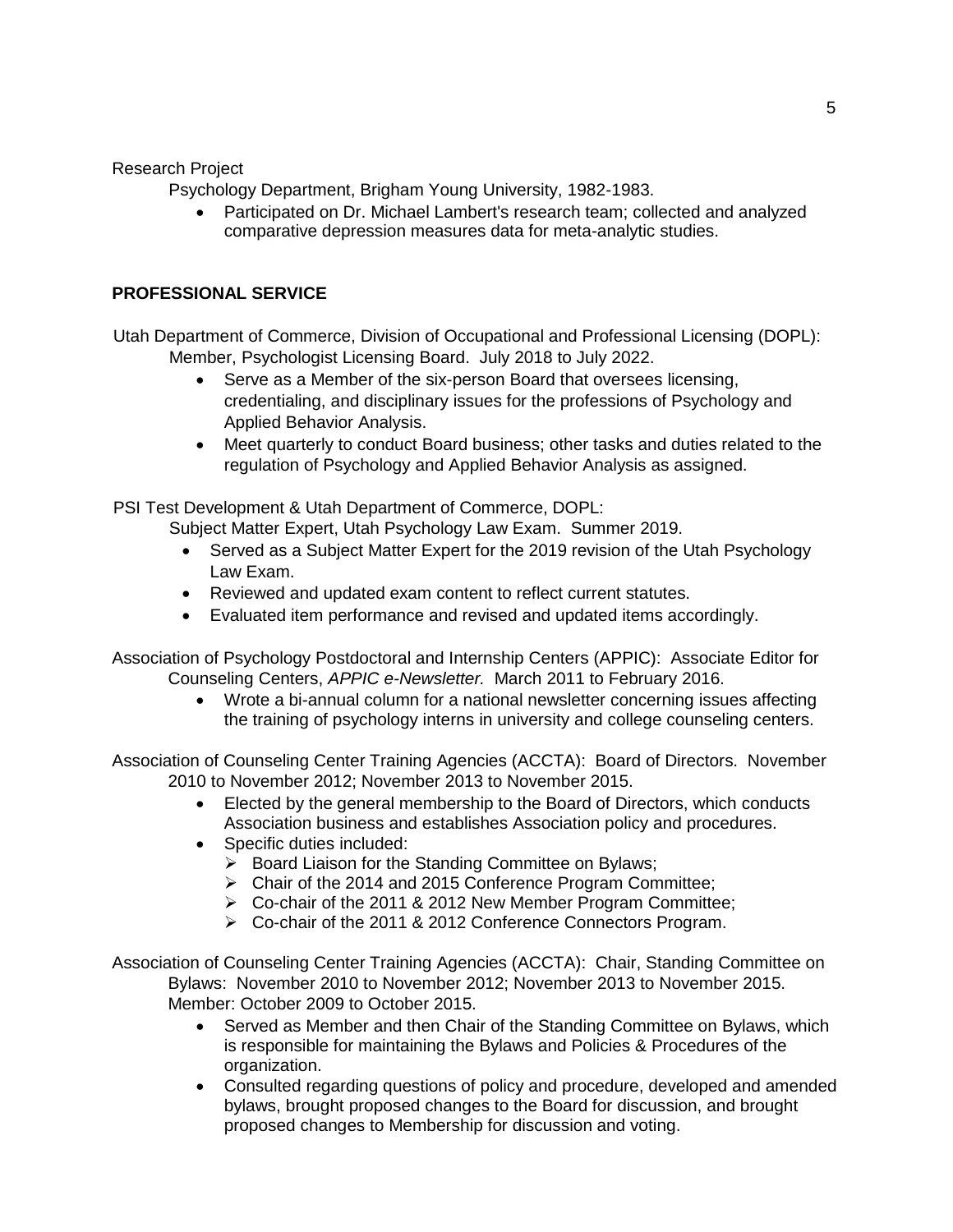Research Project

Psychology Department, Brigham Young University, 1982-1983.

- Participated on Dr. Michael Lambert's research team; collected and analyzed comparative depression measures data for meta-analytic studies.

## PROFESSIONAL SERVICE

Utah Department of Commerce, Division of Occupational and Professional Licensing (DOPL): Member, Psychologist Licensing Board. July 2018 to July 2022.

- Serve as a Member of the six-person Board that oversees licensing, credentialing, and disciplinary issues for the professions of Psychology and Applied Behavior Analysis.
- Meet quarterly to conduct Board business; other tasks and duties related to the regulation of Psychology and Applied Behavior Analysis as assigned.

PSI Test Development & Utah Department of Commerce, DOPL:

Subject Matter Expert, Utah Psychology Law Exam. Summer 2019.

- Served as a Subject Matter Expert for the 2019 revision of the Utah Psychology Law Exam.
- Reviewed and updated exam content to reflect current statutes.
- Evaluated item performance and revised and updated items accordingly.

Association of Psychology Postdoctoral and Internship Centers (APPIC): Associate Editor for Counseling Centers, *APPIC e-Newsletter.* March 2011 to February 2016.

- Wrote a bi-annual column for a national newsletter concerning issues affecting the training of psychology interns in university and college counseling centers.

Association of Counseling Center Training Agencies (ACCTA): Board of Directors. November 2010 to November 2012; November 2013 to November 2015.

- Elected by the general membership to the Board of Directors, which conducts Association business and establishes Association policy and procedures.
- Specific duties included:
  - Board Liaison for the Standing Committee on Bylaws;
  - Chair of the 2014 and 2015 Conference Program Committee;
  - Co-chair of the 2011 & 2012 New Member Program Committee;
  - Co-chair of the 2011 & 2012 Conference Connectors Program.

Association of Counseling Center Training Agencies (ACCTA): Chair, Standing Committee on Bylaws: November 2010 to November 2012; November 2013 to November 2015. Member: October 2009 to October 2015.

- Served as Member and then Chair of the Standing Committee on Bylaws, which is responsible for maintaining the Bylaws and Policies & Procedures of the organization.
- Consulted regarding questions of policy and procedure, developed and amended bylaws, brought proposed changes to the Board for discussion, and brought proposed changes to Membership for discussion and voting.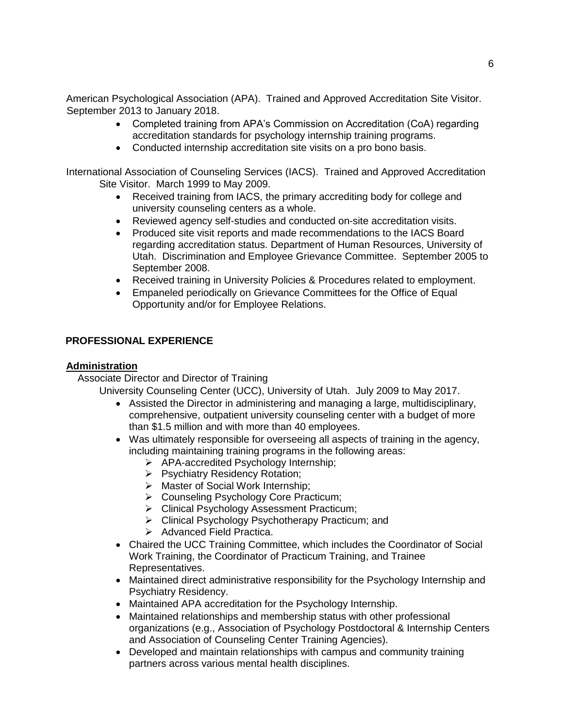American Psychological Association (APA). Trained and Approved Accreditation Site Visitor. September 2013 to January 2018.

- Completed training from APA's Commission on Accreditation (CoA) regarding accreditation standards for psychology internship training programs.
- Conducted internship accreditation site visits on a pro bono basis.

International Association of Counseling Services (IACS). Trained and Approved Accreditation Site Visitor. March 1999 to May 2009.

- Received training from IACS, the primary accrediting body for college and university counseling centers as a whole.
- Reviewed agency self-studies and conducted on-site accreditation visits.
- Produced site visit reports and made recommendations to the IACS Board regarding accreditation status. Department of Human Resources, University of Utah. Discrimination and Employee Grievance Committee. September 2005 to September 2008.
- Received training in University Policies & Procedures related to employment.
- Empaneled periodically on Grievance Committees for the Office of Equal Opportunity and/or for Employee Relations.

## PROFESSIONAL EXPERIENCE

### Administration

Associate Director and Director of Training

University Counseling Center (UCC), University of Utah. July 2009 to May 2017.

- Assisted the Director in administering and managing a large, multidisciplinary, comprehensive, outpatient university counseling center with a budget of more than $1.5 million and with more than 40 employees.
- Was ultimately responsible for overseeing all aspects of training in the agency, including maintaining training programs in the following areas:
  - APA-accredited Psychology Internship;
  - Psychiatry Residency Rotation;
  - Master of Social Work Internship;
  - Counseling Psychology Core Practicum;
  - Clinical Psychology Assessment Practicum;
  - Clinical Psychology Psychotherapy Practicum; and
  - Advanced Field Practica.
- Chaired the UCC Training Committee, which includes the Coordinator of Social Work Training, the Coordinator of Practicum Training, and Trainee Representatives.
- Maintained direct administrative responsibility for the Psychology Internship and Psychiatry Residency.
- Maintained APA accreditation for the Psychology Internship.
- Maintained relationships and membership status with other professional organizations (e.g., Association of Psychology Postdoctoral & Internship Centers and Association of Counseling Center Training Agencies).
- Developed and maintain relationships with campus and community training partners across various mental health disciplines.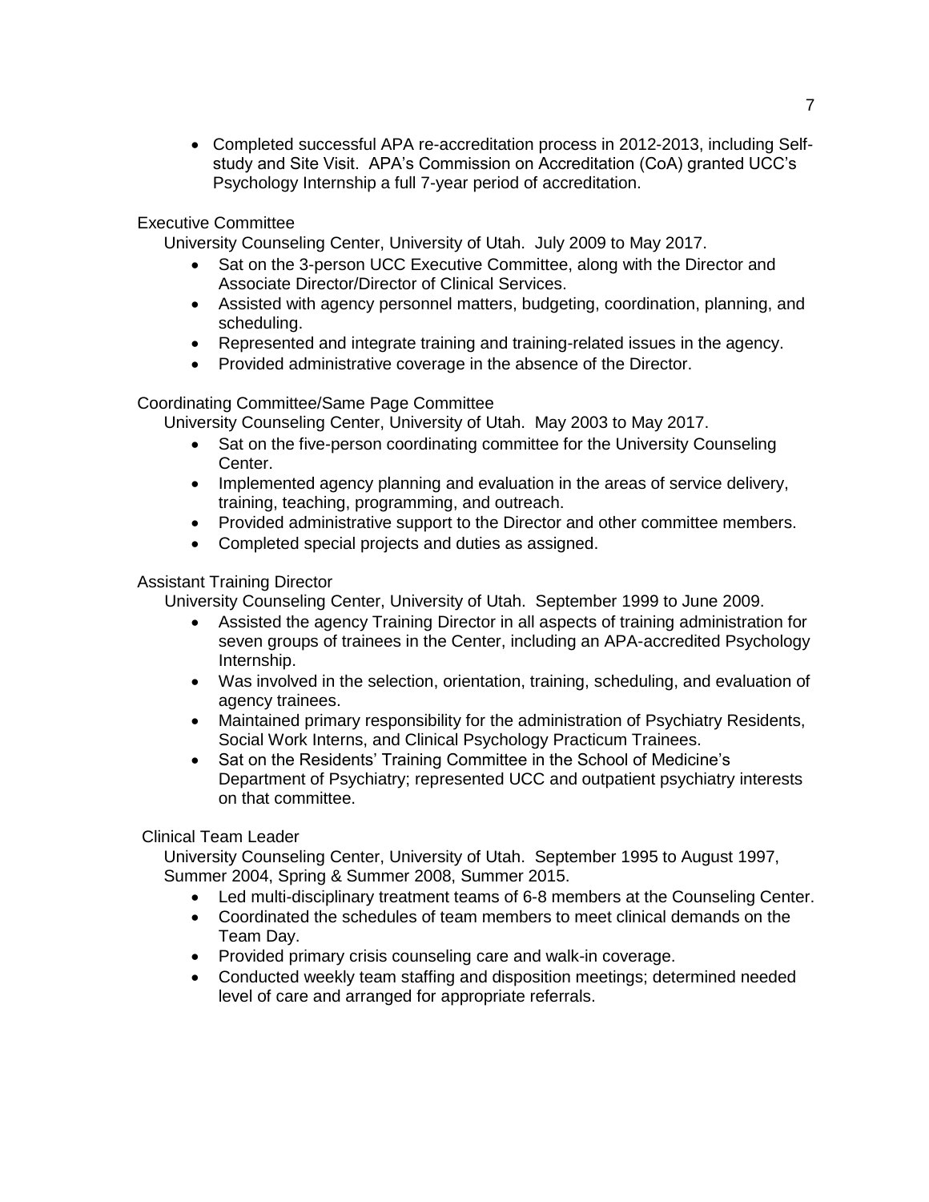- Completed successful APA re-accreditation process in 2012-2013, including Self-study and Site Visit. APA's Commission on Accreditation (CoA) granted UCC's Psychology Internship a full 7-year period of accreditation.

Executive Committee

University Counseling Center, University of Utah. July 2009 to May 2017.

- Sat on the 3-person UCC Executive Committee, along with the Director and Associate Director/Director of Clinical Services.
- Assisted with agency personnel matters, budgeting, coordination, planning, and scheduling.
- Represented and integrate training and training-related issues in the agency.
- Provided administrative coverage in the absence of the Director.

Coordinating Committee/Same Page Committee

University Counseling Center, University of Utah. May 2003 to May 2017.

- Sat on the five-person coordinating committee for the University Counseling Center.
- Implemented agency planning and evaluation in the areas of service delivery, training, teaching, programming, and outreach.
- Provided administrative support to the Director and other committee members.
- Completed special projects and duties as assigned.

Assistant Training Director

University Counseling Center, University of Utah. September 1999 to June 2009.

- Assisted the agency Training Director in all aspects of training administration for seven groups of trainees in the Center, including an APA-accredited Psychology Internship.
- Was involved in the selection, orientation, training, scheduling, and evaluation of agency trainees.
- Maintained primary responsibility for the administration of Psychiatry Residents, Social Work Interns, and Clinical Psychology Practicum Trainees.
- Sat on the Residents' Training Committee in the School of Medicine's Department of Psychiatry; represented UCC and outpatient psychiatry interests on that committee.

Clinical Team Leader

University Counseling Center, University of Utah. September 1995 to August 1997, Summer 2004, Spring & Summer 2008, Summer 2015.

- Led multi-disciplinary treatment teams of 6-8 members at the Counseling Center.
- Coordinated the schedules of team members to meet clinical demands on the Team Day.
- Provided primary crisis counseling care and walk-in coverage.
- Conducted weekly team staffing and disposition meetings; determined needed level of care and arranged for appropriate referrals.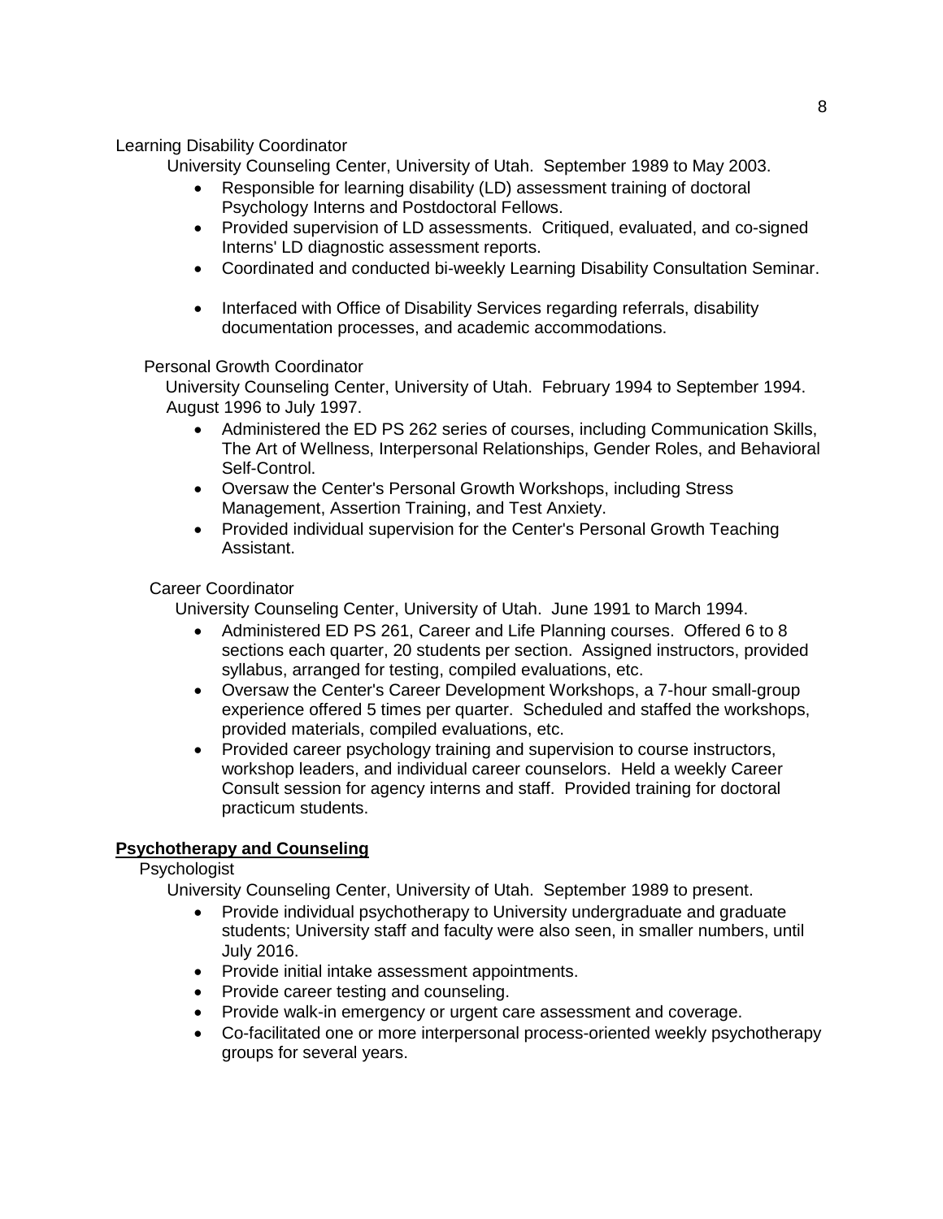Learning Disability Coordinator

University Counseling Center, University of Utah. September 1989 to May 2003.

- Responsible for learning disability (LD) assessment training of doctoral Psychology Interns and Postdoctoral Fellows.
- Provided supervision of LD assessments. Critiqued, evaluated, and co-signed Interns' LD diagnostic assessment reports.
- Coordinated and conducted bi-weekly Learning Disability Consultation Seminar.
- Interfaced with Office of Disability Services regarding referrals, disability documentation processes, and academic accommodations.

Personal Growth Coordinator

University Counseling Center, University of Utah. February 1994 to September 1994. August 1996 to July 1997.

- Administered the ED PS 262 series of courses, including Communication Skills, The Art of Wellness, Interpersonal Relationships, Gender Roles, and Behavioral Self-Control.
- Oversaw the Center's Personal Growth Workshops, including Stress Management, Assertion Training, and Test Anxiety.
- Provided individual supervision for the Center's Personal Growth Teaching Assistant.

Career Coordinator

University Counseling Center, University of Utah. June 1991 to March 1994.

- Administered ED PS 261, Career and Life Planning courses. Offered 6 to 8 sections each quarter, 20 students per section. Assigned instructors, provided syllabus, arranged for testing, compiled evaluations, etc.
- Oversaw the Center's Career Development Workshops, a 7-hour small-group experience offered 5 times per quarter. Scheduled and staffed the workshops, provided materials, compiled evaluations, etc.
- Provided career psychology training and supervision to course instructors, workshop leaders, and individual career counselors. Held a weekly Career Consult session for agency interns and staff. Provided training for doctoral practicum students.

## **Psychotherapy and Counseling**

Psychologist

University Counseling Center, University of Utah. September 1989 to present.

- Provide individual psychotherapy to University undergraduate and graduate students; University staff and faculty were also seen, in smaller numbers, until July 2016.
- Provide initial intake assessment appointments.
- Provide career testing and counseling.
- Provide walk-in emergency or urgent care assessment and coverage.
- Co-facilitated one or more interpersonal process-oriented weekly psychotherapy groups for several years.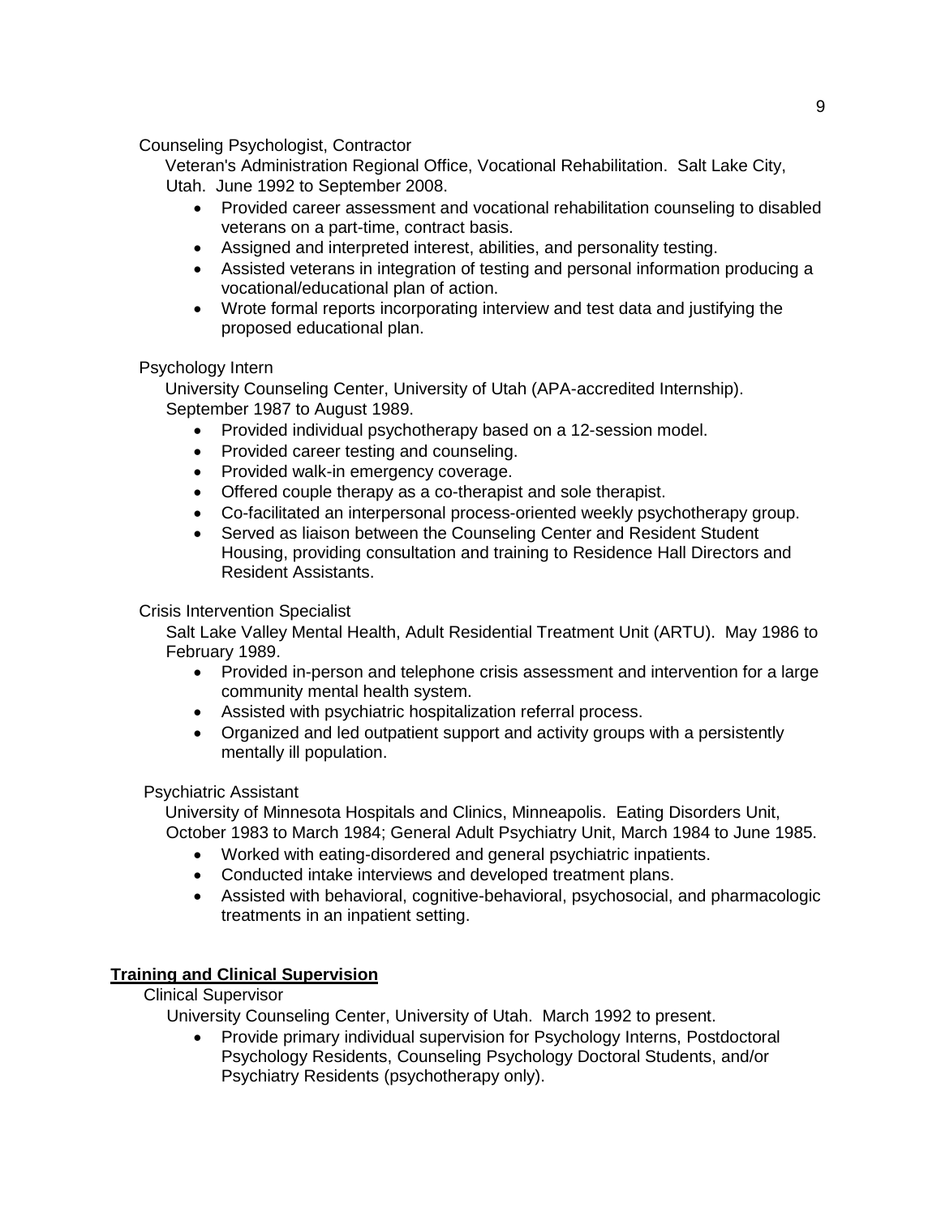Counseling Psychologist, Contractor

Veteran's Administration Regional Office, Vocational Rehabilitation. Salt Lake City, Utah. June 1992 to September 2008.

- Provided career assessment and vocational rehabilitation counseling to disabled veterans on a part-time, contract basis.
- Assigned and interpreted interest, abilities, and personality testing.
- Assisted veterans in integration of testing and personal information producing a vocational/educational plan of action.
- Wrote formal reports incorporating interview and test data and justifying the proposed educational plan.

Psychology Intern

University Counseling Center, University of Utah (APA-accredited Internship). September 1987 to August 1989.

- Provided individual psychotherapy based on a 12-session model.
- Provided career testing and counseling.
- Provided walk-in emergency coverage.
- Offered couple therapy as a co-therapist and sole therapist.
- Co-facilitated an interpersonal process-oriented weekly psychotherapy group.
- Served as liaison between the Counseling Center and Resident Student Housing, providing consultation and training to Residence Hall Directors and Resident Assistants.

Crisis Intervention Specialist

Salt Lake Valley Mental Health, Adult Residential Treatment Unit (ARTU). May 1986 to February 1989.

- Provided in-person and telephone crisis assessment and intervention for a large community mental health system.
- Assisted with psychiatric hospitalization referral process.
- Organized and led outpatient support and activity groups with a persistently mentally ill population.

Psychiatric Assistant

University of Minnesota Hospitals and Clinics, Minneapolis. Eating Disorders Unit, October 1983 to March 1984; General Adult Psychiatry Unit, March 1984 to June 1985.

- Worked with eating-disordered and general psychiatric inpatients.
- Conducted intake interviews and developed treatment plans.
- Assisted with behavioral, cognitive-behavioral, psychosocial, and pharmacologic treatments in an inpatient setting.

## Training and Clinical Supervision

Clinical Supervisor

University Counseling Center, University of Utah. March 1992 to present.

- Provide primary individual supervision for Psychology Interns, Postdoctoral Psychology Residents, Counseling Psychology Doctoral Students, and/or Psychiatry Residents (psychotherapy only).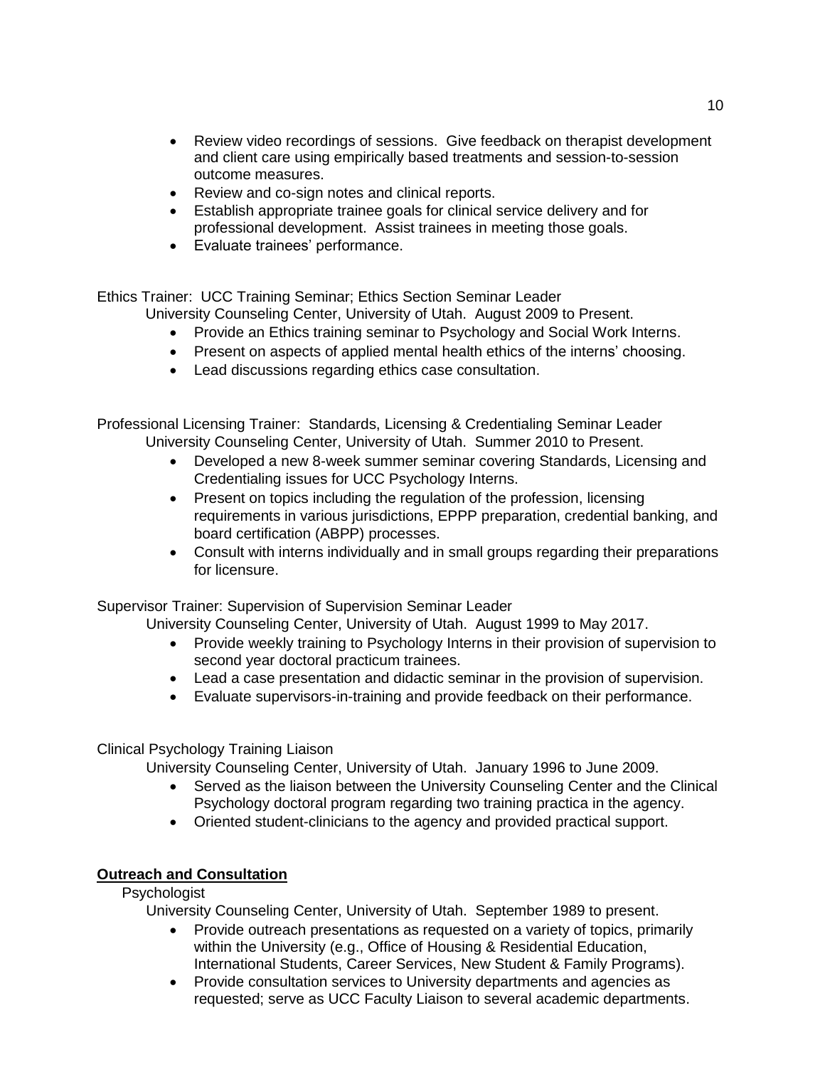- Review video recordings of sessions. Give feedback on therapist development and client care using empirically based treatments and session-to-session outcome measures.
- Review and co-sign notes and clinical reports.
- Establish appropriate trainee goals for clinical service delivery and for professional development. Assist trainees in meeting those goals.
- Evaluate trainees' performance.

Ethics Trainer: UCC Training Seminar; Ethics Section Seminar Leader
University Counseling Center, University of Utah. August 2009 to Present.

- Provide an Ethics training seminar to Psychology and Social Work Interns.
- Present on aspects of applied mental health ethics of the interns' choosing.
- Lead discussions regarding ethics case consultation.

Professional Licensing Trainer: Standards, Licensing & Credentialing Seminar Leader
University Counseling Center, University of Utah. Summer 2010 to Present.

- Developed a new 8-week summer seminar covering Standards, Licensing and Credentialing issues for UCC Psychology Interns.
- Present on topics including the regulation of the profession, licensing requirements in various jurisdictions, EPPP preparation, credential banking, and board certification (ABPP) processes.
- Consult with interns individually and in small groups regarding their preparations for licensure.

Supervisor Trainer: Supervision of Supervision Seminar Leader
University Counseling Center, University of Utah. August 1999 to May 2017.

- Provide weekly training to Psychology Interns in their provision of supervision to second year doctoral practicum trainees.
- Lead a case presentation and didactic seminar in the provision of supervision.
- Evaluate supervisors-in-training and provide feedback on their performance.

Clinical Psychology Training Liaison
University Counseling Center, University of Utah. January 1996 to June 2009.

- Served as the liaison between the University Counseling Center and the Clinical Psychology doctoral program regarding two training practica in the agency.
- Oriented student-clinicians to the agency and provided practical support.

## **Outreach and Consultation**

Psychologist
University Counseling Center, University of Utah. September 1989 to present.

- Provide outreach presentations as requested on a variety of topics, primarily within the University (e.g., Office of Housing & Residential Education, International Students, Career Services, New Student & Family Programs).
- Provide consultation services to University departments and agencies as requested; serve as UCC Faculty Liaison to several academic departments.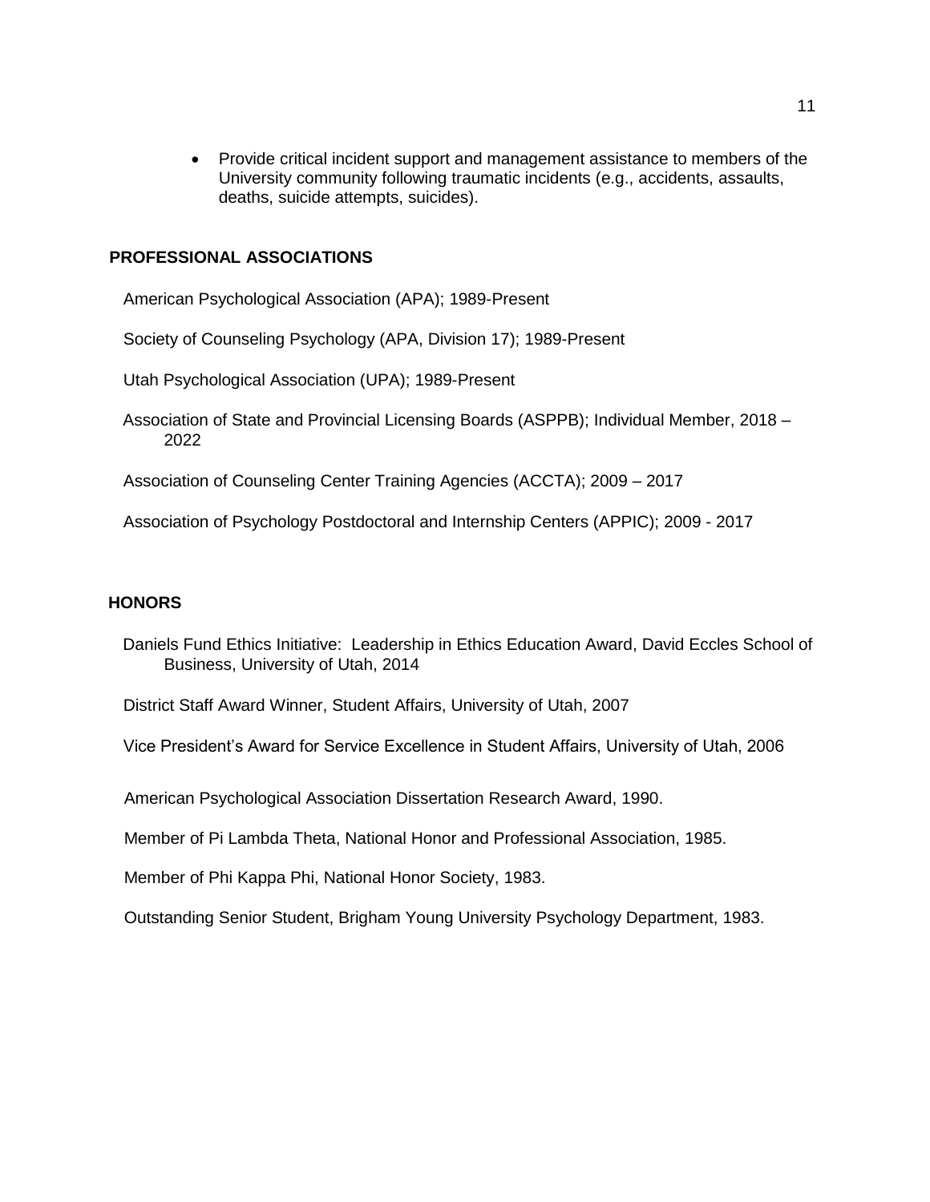- Provide critical incident support and management assistance to members of the University community following traumatic incidents (e.g., accidents, assaults, deaths, suicide attempts, suicides).

## PROFESSIONAL ASSOCIATIONS

American Psychological Association (APA); 1989-Present

Society of Counseling Psychology (APA, Division 17); 1989-Present

Utah Psychological Association (UPA); 1989-Present

Association of State and Provincial Licensing Boards (ASPPB); Individual Member, 2018 – 2022

Association of Counseling Center Training Agencies (ACCTA); 2009 – 2017

Association of Psychology Postdoctoral and Internship Centers (APPIC); 2009 - 2017

## HONORS

Daniels Fund Ethics Initiative: Leadership in Ethics Education Award, David Eccles School of Business, University of Utah, 2014

District Staff Award Winner, Student Affairs, University of Utah, 2007

Vice President's Award for Service Excellence in Student Affairs, University of Utah, 2006

American Psychological Association Dissertation Research Award, 1990.

Member of Pi Lambda Theta, National Honor and Professional Association, 1985.

Member of Phi Kappa Phi, National Honor Society, 1983.

Outstanding Senior Student, Brigham Young University Psychology Department, 1983.